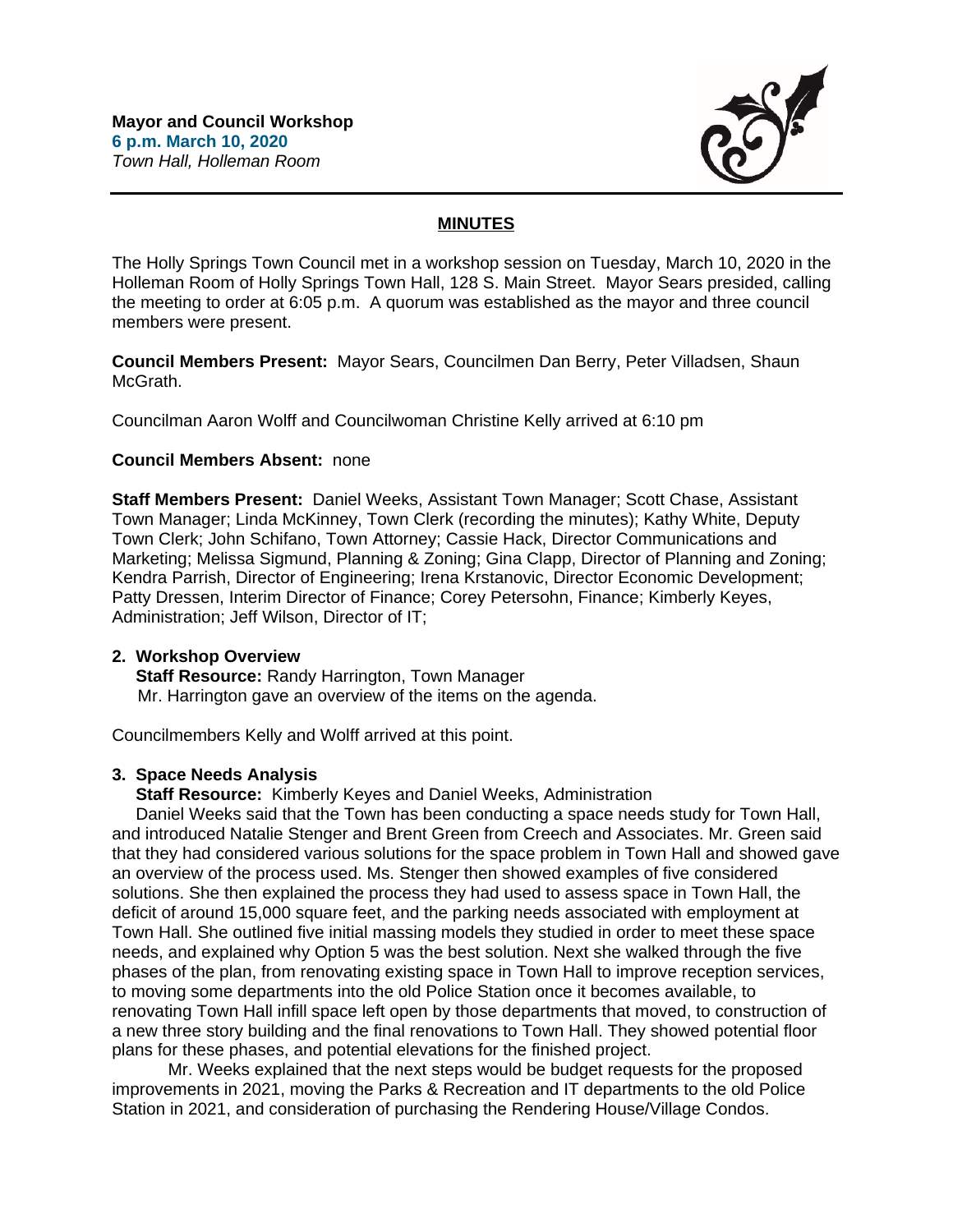**Mayor and Council Workshop**
**6 p.m. March 10, 2020**
*Town Hall, Holleman Room*

## MINUTES

The Holly Springs Town Council met in a workshop session on Tuesday, March 10, 2020 in the Holleman Room of Holly Springs Town Hall, 128 S. Main Street. Mayor Sears presided, calling the meeting to order at 6:05 p.m. A quorum was established as the mayor and three council members were present.

**Council Members Present:** Mayor Sears, Councilmen Dan Berry, Peter Villadsen, Shaun McGrath.

Councilman Aaron Wolff and Councilwoman Christine Kelly arrived at 6:10 pm

**Council Members Absent:** none

**Staff Members Present:** Daniel Weeks, Assistant Town Manager; Scott Chase, Assistant Town Manager; Linda McKinney, Town Clerk (recording the minutes); Kathy White, Deputy Town Clerk; John Schifano, Town Attorney; Cassie Hack, Director Communications and Marketing; Melissa Sigmund, Planning & Zoning; Gina Clapp, Director of Planning and Zoning; Kendra Parrish, Director of Engineering; Irena Krstanovic, Director Economic Development; Patty Dressen, Interim Director of Finance; Corey Petersohn, Finance; Kimberly Keyes, Administration; Jeff Wilson, Director of IT;

**2. Workshop Overview**
**Staff Resource:** Randy Harrington, Town Manager
Mr. Harrington gave an overview of the items on the agenda.

Councilmembers Kelly and Wolff arrived at this point.

**3. Space Needs Analysis**
**Staff Resource:** Kimberly Keyes and Daniel Weeks, Administration
Daniel Weeks said that the Town has been conducting a space needs study for Town Hall, and introduced Natalie Stenger and Brent Green from Creech and Associates. Mr. Green said that they had considered various solutions for the space problem in Town Hall and showed gave an overview of the process used. Ms. Stenger then showed examples of five considered solutions. She then explained the process they had used to assess space in Town Hall, the deficit of around 15,000 square feet, and the parking needs associated with employment at Town Hall. She outlined five initial massing models they studied in order to meet these space needs, and explained why Option 5 was the best solution. Next she walked through the five phases of the plan, from renovating existing space in Town Hall to improve reception services, to moving some departments into the old Police Station once it becomes available, to renovating Town Hall infill space left open by those departments that moved, to construction of a new three story building and the final renovations to Town Hall. They showed potential floor plans for these phases, and potential elevations for the finished project.

Mr. Weeks explained that the next steps would be budget requests for the proposed improvements in 2021, moving the Parks & Recreation and IT departments to the old Police Station in 2021, and consideration of purchasing the Rendering House/Village Condos.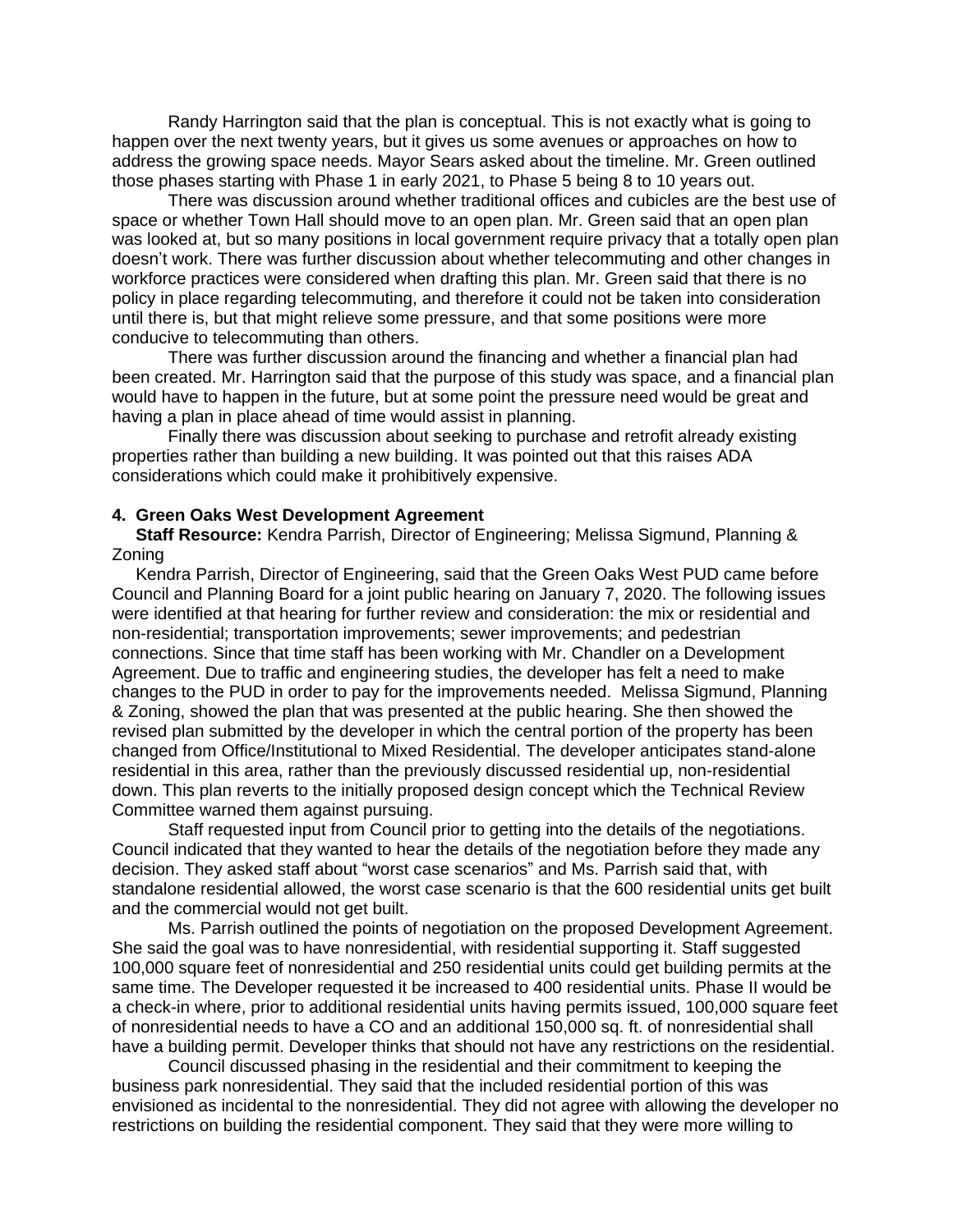Randy Harrington said that the plan is conceptual. This is not exactly what is going to happen over the next twenty years, but it gives us some avenues or approaches on how to address the growing space needs. Mayor Sears asked about the timeline. Mr. Green outlined those phases starting with Phase 1 in early 2021, to Phase 5 being 8 to 10 years out.

There was discussion around whether traditional offices and cubicles are the best use of space or whether Town Hall should move to an open plan. Mr. Green said that an open plan was looked at, but so many positions in local government require privacy that a totally open plan doesn't work. There was further discussion about whether telecommuting and other changes in workforce practices were considered when drafting this plan. Mr. Green said that there is no policy in place regarding telecommuting, and therefore it could not be taken into consideration until there is, but that might relieve some pressure, and that some positions were more conducive to telecommuting than others.

There was further discussion around the financing and whether a financial plan had been created. Mr. Harrington said that the purpose of this study was space, and a financial plan would have to happen in the future, but at some point the pressure need would be great and having a plan in place ahead of time would assist in planning.

Finally there was discussion about seeking to purchase and retrofit already existing properties rather than building a new building. It was pointed out that this raises ADA considerations which could make it prohibitively expensive.

**4. Green Oaks West Development Agreement**

**Staff Resource:** Kendra Parrish, Director of Engineering; Melissa Sigmund, Planning & Zoning

Kendra Parrish, Director of Engineering, said that the Green Oaks West PUD came before Council and Planning Board for a joint public hearing on January 7, 2020. The following issues were identified at that hearing for further review and consideration: the mix or residential and non-residential; transportation improvements; sewer improvements; and pedestrian connections. Since that time staff has been working with Mr. Chandler on a Development Agreement. Due to traffic and engineering studies, the developer has felt a need to make changes to the PUD in order to pay for the improvements needed. Melissa Sigmund, Planning & Zoning, showed the plan that was presented at the public hearing. She then showed the revised plan submitted by the developer in which the central portion of the property has been changed from Office/Institutional to Mixed Residential. The developer anticipates stand-alone residential in this area, rather than the previously discussed residential up, non-residential down. This plan reverts to the initially proposed design concept which the Technical Review Committee warned them against pursuing.

Staff requested input from Council prior to getting into the details of the negotiations. Council indicated that they wanted to hear the details of the negotiation before they made any decision. They asked staff about "worst case scenarios" and Ms. Parrish said that, with standalone residential allowed, the worst case scenario is that the 600 residential units get built and the commercial would not get built.

Ms. Parrish outlined the points of negotiation on the proposed Development Agreement. She said the goal was to have nonresidential, with residential supporting it. Staff suggested 100,000 square feet of nonresidential and 250 residential units could get building permits at the same time. The Developer requested it be increased to 400 residential units. Phase II would be a check-in where, prior to additional residential units having permits issued, 100,000 square feet of nonresidential needs to have a CO and an additional 150,000 sq. ft. of nonresidential shall have a building permit. Developer thinks that should not have any restrictions on the residential.

Council discussed phasing in the residential and their commitment to keeping the business park nonresidential. They said that the included residential portion of this was envisioned as incidental to the nonresidential. They did not agree with allowing the developer no restrictions on building the residential component. They said that they were more willing to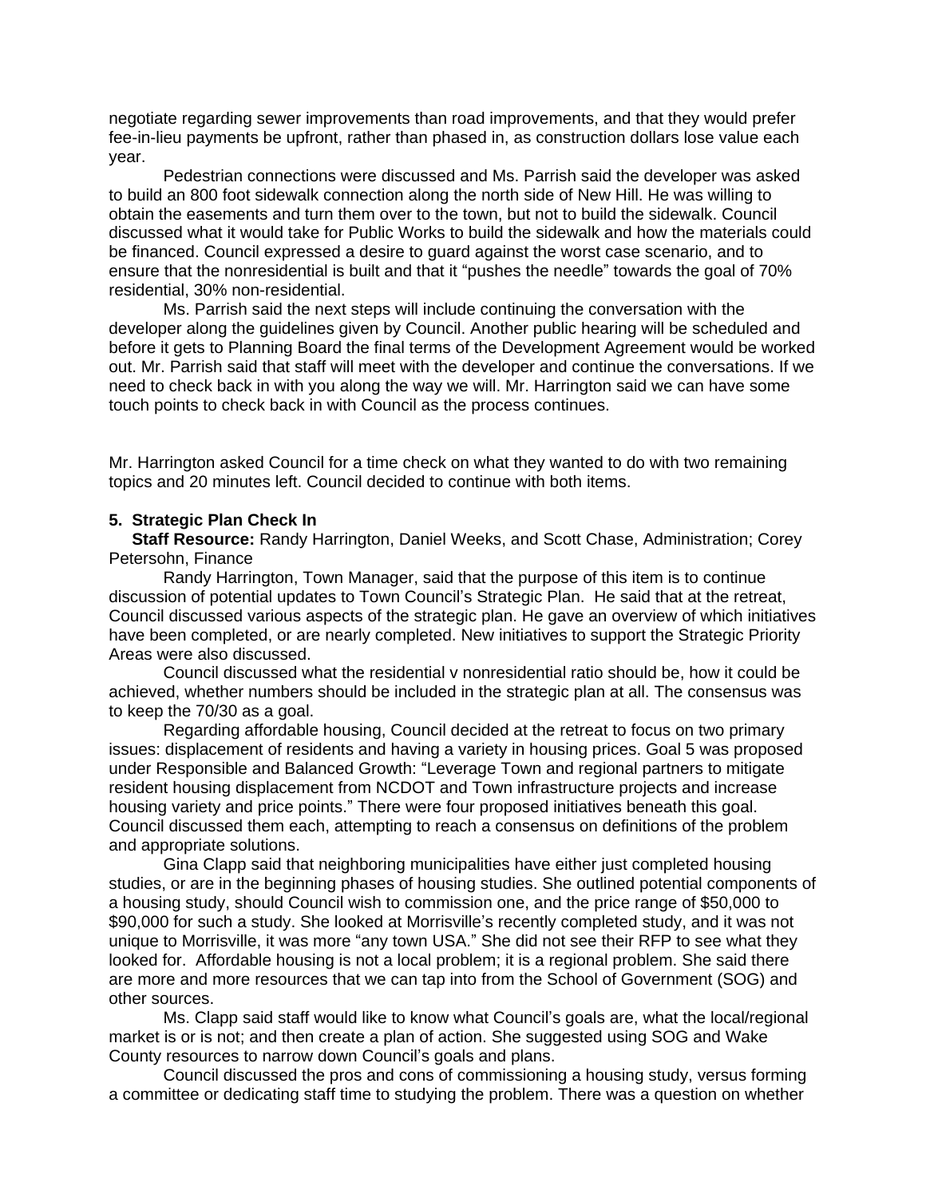negotiate regarding sewer improvements than road improvements, and that they would prefer fee-in-lieu payments be upfront, rather than phased in, as construction dollars lose value each year.

Pedestrian connections were discussed and Ms. Parrish said the developer was asked to build an 800 foot sidewalk connection along the north side of New Hill. He was willing to obtain the easements and turn them over to the town, but not to build the sidewalk. Council discussed what it would take for Public Works to build the sidewalk and how the materials could be financed. Council expressed a desire to guard against the worst case scenario, and to ensure that the nonresidential is built and that it "pushes the needle" towards the goal of 70% residential, 30% non-residential.

Ms. Parrish said the next steps will include continuing the conversation with the developer along the guidelines given by Council. Another public hearing will be scheduled and before it gets to Planning Board the final terms of the Development Agreement would be worked out. Mr. Parrish said that staff will meet with the developer and continue the conversations. If we need to check back in with you along the way we will. Mr. Harrington said we can have some touch points to check back in with Council as the process continues.

Mr. Harrington asked Council for a time check on what they wanted to do with two remaining topics and 20 minutes left. Council decided to continue with both items.

**5. Strategic Plan Check In**

**Staff Resource:** Randy Harrington, Daniel Weeks, and Scott Chase, Administration; Corey Petersohn, Finance

Randy Harrington, Town Manager, said that the purpose of this item is to continue discussion of potential updates to Town Council's Strategic Plan. He said that at the retreat, Council discussed various aspects of the strategic plan. He gave an overview of which initiatives have been completed, or are nearly completed. New initiatives to support the Strategic Priority Areas were also discussed.

Council discussed what the residential v nonresidential ratio should be, how it could be achieved, whether numbers should be included in the strategic plan at all. The consensus was to keep the 70/30 as a goal.

Regarding affordable housing, Council decided at the retreat to focus on two primary issues: displacement of residents and having a variety in housing prices. Goal 5 was proposed under Responsible and Balanced Growth: "Leverage Town and regional partners to mitigate resident housing displacement from NCDOT and Town infrastructure projects and increase housing variety and price points." There were four proposed initiatives beneath this goal. Council discussed them each, attempting to reach a consensus on definitions of the problem and appropriate solutions.

Gina Clapp said that neighboring municipalities have either just completed housing studies, or are in the beginning phases of housing studies. She outlined potential components of a housing study, should Council wish to commission one, and the price range of $50,000 to $90,000 for such a study. She looked at Morrisville's recently completed study, and it was not unique to Morrisville, it was more "any town USA." She did not see their RFP to see what they looked for. Affordable housing is not a local problem; it is a regional problem. She said there are more and more resources that we can tap into from the School of Government (SOG) and other sources.

Ms. Clapp said staff would like to know what Council's goals are, what the local/regional market is or is not; and then create a plan of action. She suggested using SOG and Wake County resources to narrow down Council's goals and plans.

Council discussed the pros and cons of commissioning a housing study, versus forming a committee or dedicating staff time to studying the problem. There was a question on whether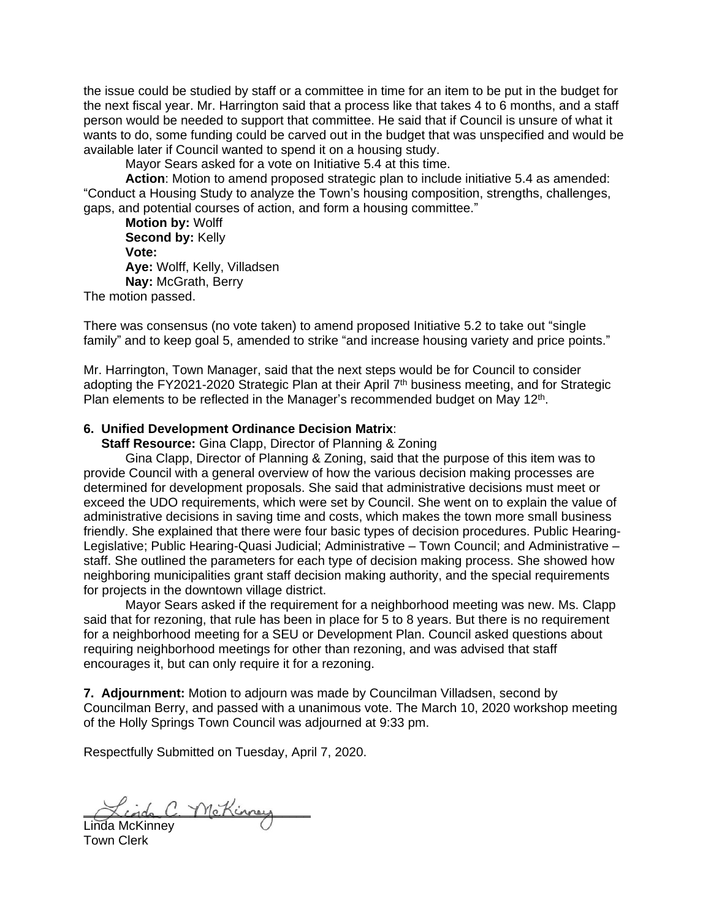the issue could be studied by staff or a committee in time for an item to be put in the budget for the next fiscal year. Mr. Harrington said that a process like that takes 4 to 6 months, and a staff person would be needed to support that committee. He said that if Council is unsure of what it wants to do, some funding could be carved out in the budget that was unspecified and would be available later if Council wanted to spend it on a housing study.

Mayor Sears asked for a vote on Initiative 5.4 at this time.

**Action**: Motion to amend proposed strategic plan to include initiative 5.4 as amended: "Conduct a Housing Study to analyze the Town's housing composition, strengths, challenges, gaps, and potential courses of action, and form a housing committee."

**Motion by:** Wolff
**Second by:** Kelly
**Vote:**
**Aye:** Wolff, Kelly, Villadsen
**Nay:** McGrath, Berry

The motion passed.

There was consensus (no vote taken) to amend proposed Initiative 5.2 to take out "single family" and to keep goal 5, amended to strike "and increase housing variety and price points."

Mr. Harrington, Town Manager, said that the next steps would be for Council to consider adopting the FY2021-2020 Strategic Plan at their April 7th business meeting, and for Strategic Plan elements to be reflected in the Manager's recommended budget on May 12th.

**6. Unified Development Ordinance Decision Matrix**:
**Staff Resource:** Gina Clapp, Director of Planning & Zoning

Gina Clapp, Director of Planning & Zoning, said that the purpose of this item was to provide Council with a general overview of how the various decision making processes are determined for development proposals. She said that administrative decisions must meet or exceed the UDO requirements, which were set by Council. She went on to explain the value of administrative decisions in saving time and costs, which makes the town more small business friendly. She explained that there were four basic types of decision procedures. Public Hearing-Legislative; Public Hearing-Quasi Judicial; Administrative – Town Council; and Administrative – staff. She outlined the parameters for each type of decision making process. She showed how neighboring municipalities grant staff decision making authority, and the special requirements for projects in the downtown village district.

Mayor Sears asked if the requirement for a neighborhood meeting was new. Ms. Clapp said that for rezoning, that rule has been in place for 5 to 8 years. But there is no requirement for a neighborhood meeting for a SEU or Development Plan. Council asked questions about requiring neighborhood meetings for other than rezoning, and was advised that staff encourages it, but can only require it for a rezoning.

**7. Adjournment:** Motion to adjourn was made by Councilman Villadsen, second by Councilman Berry, and passed with a unanimous vote. The March 10, 2020 workshop meeting of the Holly Springs Town Council was adjourned at 9:33 pm.

Respectfully Submitted on Tuesday, April 7, 2020.

Linda C. McKinney

Linda McKinney
Town Clerk